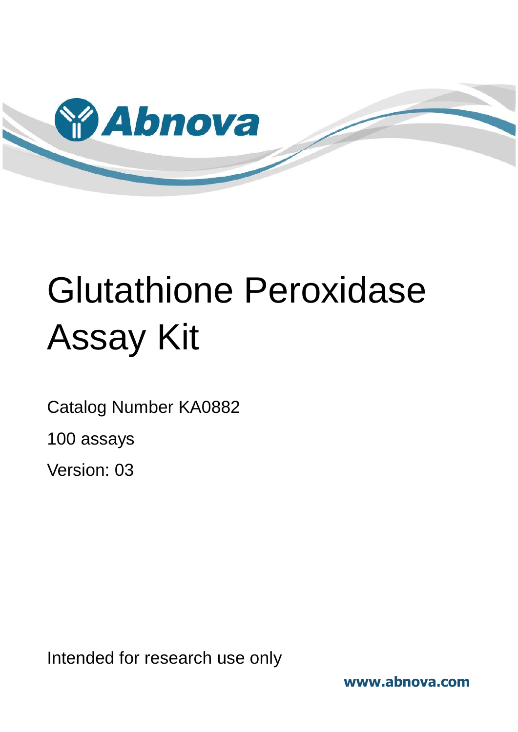Abnova

# Glutathione Peroxidase Assay Kit

Catalog Number KA0882

100 assays

Version: 03

Intended for research use only

www.abnova.com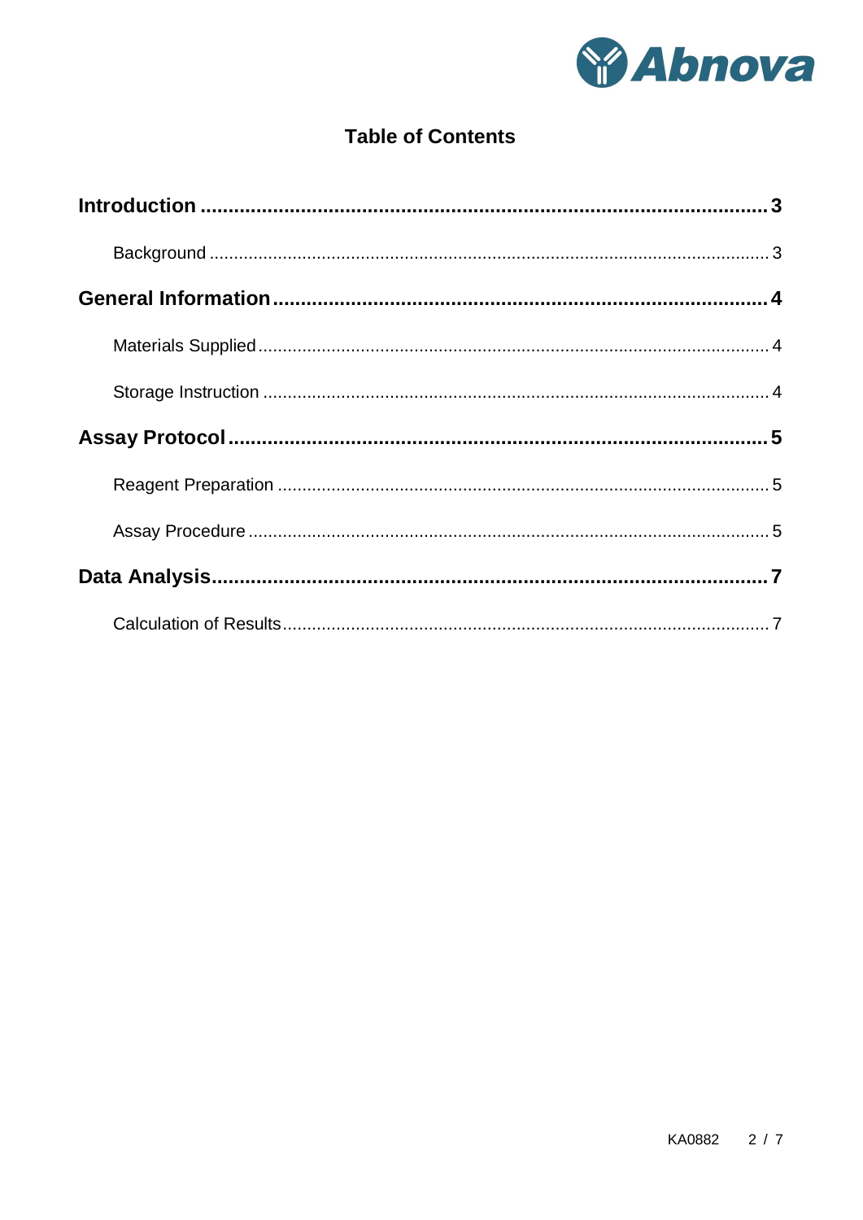# Table of Contents

**Introduction** ........................................................................................................ **3**

Background .................................................................................................................. 3

**General Information** ........................................................................................... **4**

Materials Supplied ........................................................................................................ 4

Storage Instruction ....................................................................................................... 4

**Assay Protocol** .................................................................................................... **5**

Reagent Preparation .................................................................................................... 5

Assay Procedure .......................................................................................................... 5

**Data Analysis** ....................................................................................................... **7**

Calculation of Results .................................................................................................. 7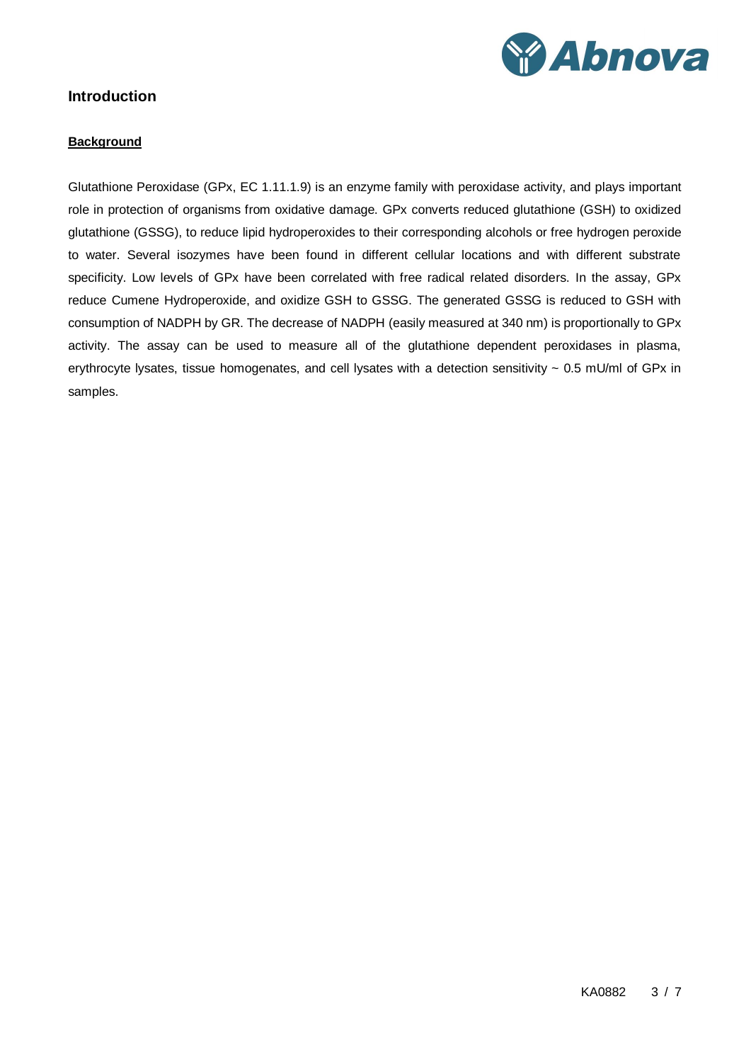# Introduction

## Background

Glutathione Peroxidase (GPx, EC 1.11.1.9) is an enzyme family with peroxidase activity, and plays important role in protection of organisms from oxidative damage. GPx converts reduced glutathione (GSH) to oxidized glutathione (GSSG), to reduce lipid hydroperoxides to their corresponding alcohols or free hydrogen peroxide to water. Several isozymes have been found in different cellular locations and with different substrate specificity. Low levels of GPx have been correlated with free radical related disorders. In the assay, GPx reduce Cumene Hydroperoxide, and oxidize GSH to GSSG. The generated GSSG is reduced to GSH with consumption of NADPH by GR. The decrease of NADPH (easily measured at 340 nm) is proportionally to GPx activity. The assay can be used to measure all of the glutathione dependent peroxidases in plasma, erythrocyte lysates, tissue homogenates, and cell lysates with a detection sensitivity ~ 0.5 mU/ml of GPx in samples.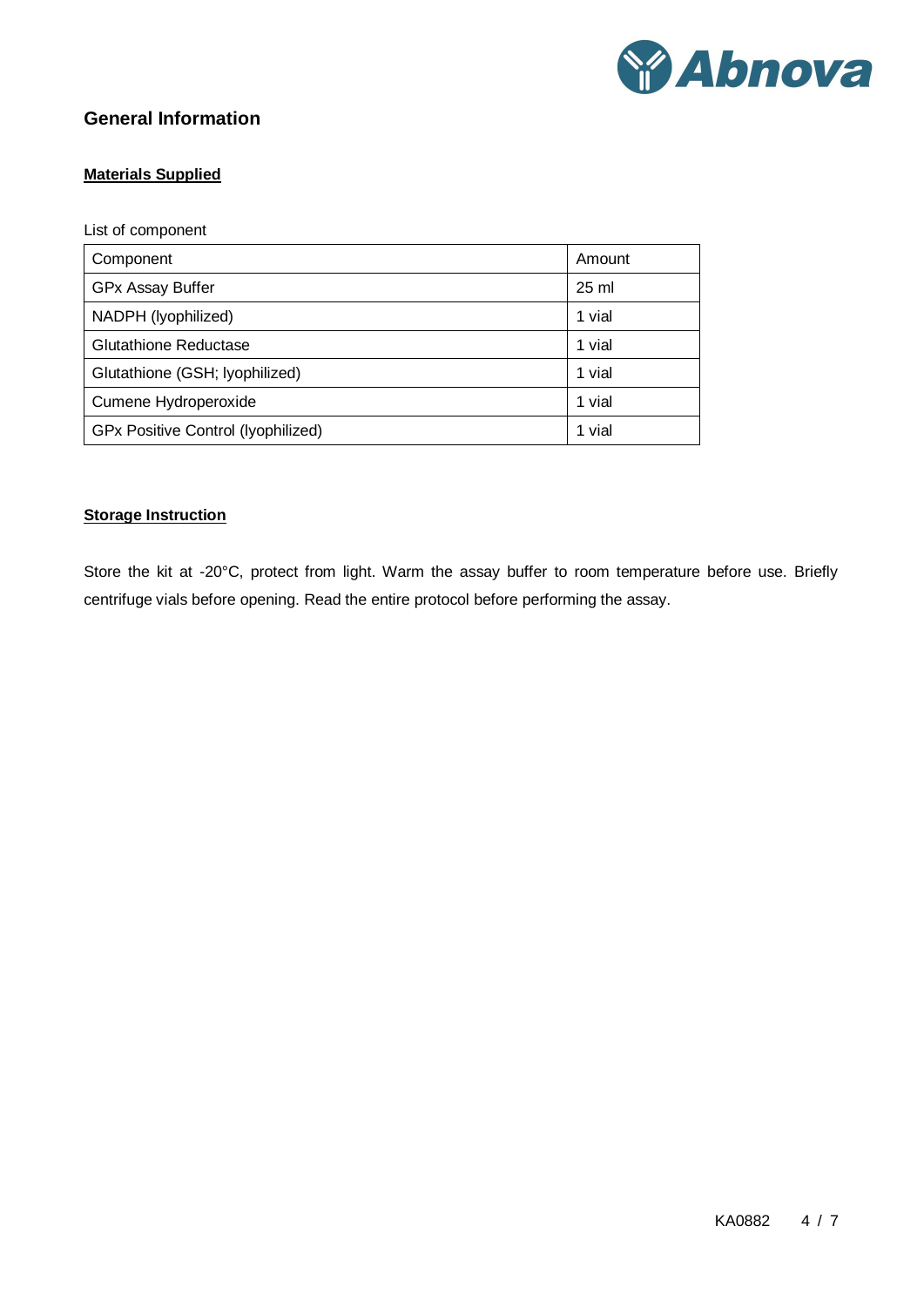## General Information

**Materials Supplied**

List of component

| Component | Amount |
|---|---|
| GPx Assay Buffer | 25 ml |
| NADPH (lyophilized) | 1 vial |
| Glutathione Reductase | 1 vial |
| Glutathione (GSH; lyophilized) | 1 vial |
| Cumene Hydroperoxide | 1 vial |
| GPx Positive Control (lyophilized) | 1 vial |

**Storage Instruction**

Store the kit at -20°C, protect from light. Warm the assay buffer to room temperature before use. Briefly centrifuge vials before opening. Read the entire protocol before performing the assay.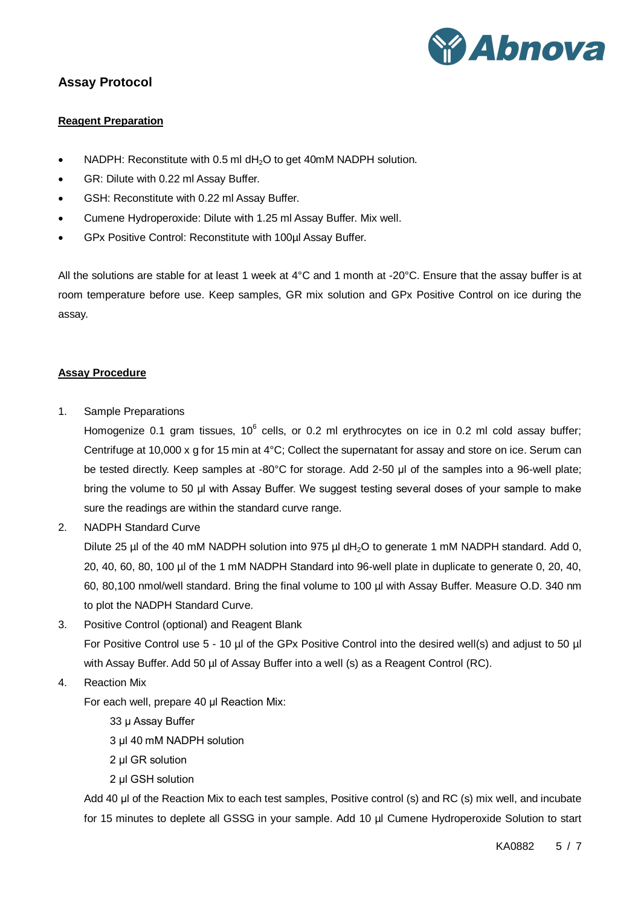## Assay Protocol

**Reagent Preparation**

- NADPH: Reconstitute with 0.5 ml $dH_2O$ to get 40mM NADPH solution.
- GR: Dilute with 0.22 ml Assay Buffer.
- GSH: Reconstitute with 0.22 ml Assay Buffer.
- Cumene Hydroperoxide: Dilute with 1.25 ml Assay Buffer. Mix well.
- GPx Positive Control: Reconstitute with 100µl Assay Buffer.

All the solutions are stable for at least 1 week at 4°C and 1 month at -20°C. Ensure that the assay buffer is at room temperature before use. Keep samples, GR mix solution and GPx Positive Control on ice during the assay.

**Assay Procedure**

1. Sample Preparations

   Homogenize 0.1 gram tissues, $10^6$ cells, or 0.2 ml erythrocytes on ice in 0.2 ml cold assay buffer; Centrifuge at 10,000 x g for 15 min at 4°C; Collect the supernatant for assay and store on ice. Serum can be tested directly. Keep samples at -80°C for storage. Add 2-50 µl of the samples into a 96-well plate; bring the volume to 50 µl with Assay Buffer. We suggest testing several doses of your sample to make sure the readings are within the standard curve range.

2. NADPH Standard Curve

   Dilute 25 µl of the 40 mM NADPH solution into 975 µl $dH_2O$ to generate 1 mM NADPH standard. Add 0, 20, 40, 60, 80, 100 µl of the 1 mM NADPH Standard into 96-well plate in duplicate to generate 0, 20, 40, 60, 80,100 nmol/well standard. Bring the final volume to 100 µl with Assay Buffer. Measure O.D. 340 nm to plot the NADPH Standard Curve.

3. Positive Control (optional) and Reagent Blank

   For Positive Control use 5 - 10 µl of the GPx Positive Control into the desired well(s) and adjust to 50 µl with Assay Buffer. Add 50 µl of Assay Buffer into a well (s) as a Reagent Control (RC).

4. Reaction Mix

   For each well, prepare 40 µl Reaction Mix:

   33 µ Assay Buffer

   3 µl 40 mM NADPH solution

   2 µl GR solution

   2 µl GSH solution

   Add 40 µl of the Reaction Mix to each test samples, Positive control (s) and RC (s) mix well, and incubate for 15 minutes to deplete all GSSG in your sample. Add 10 µl Cumene Hydroperoxide Solution to start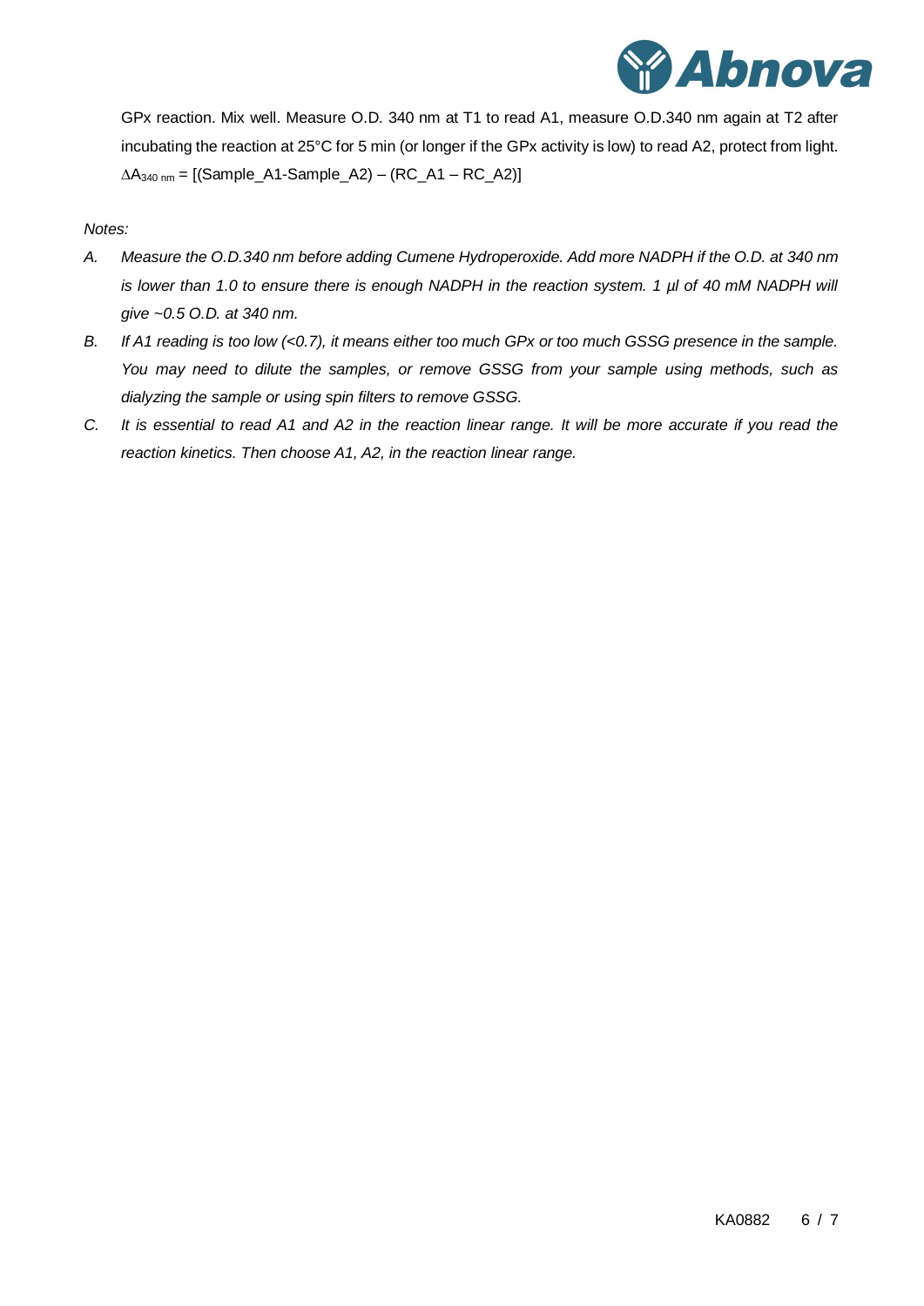GPx reaction. Mix well. Measure O.D. 340 nm at T1 to read A1, measure O.D.340 nm again at T2 after incubating the reaction at 25°C for 5 min (or longer if the GPx activity is low) to read A2, protect from light. $\Delta A_{340\ nm}$ = [(Sample_A1-Sample_A2) – (RC_A1 – RC_A2)]

*Notes:*

A. *Measure the O.D.340 nm before adding Cumene Hydroperoxide. Add more NADPH if the O.D. at 340 nm is lower than 1.0 to ensure there is enough NADPH in the reaction system. 1 µl of 40 mM NADPH will give ~0.5 O.D. at 340 nm.*

B. *If A1 reading is too low (<0.7), it means either too much GPx or too much GSSG presence in the sample. You may need to dilute the samples, or remove GSSG from your sample using methods, such as dialyzing the sample or using spin filters to remove GSSG.*

C. *It is essential to read A1 and A2 in the reaction linear range. It will be more accurate if you read the reaction kinetics. Then choose A1, A2, in the reaction linear range.*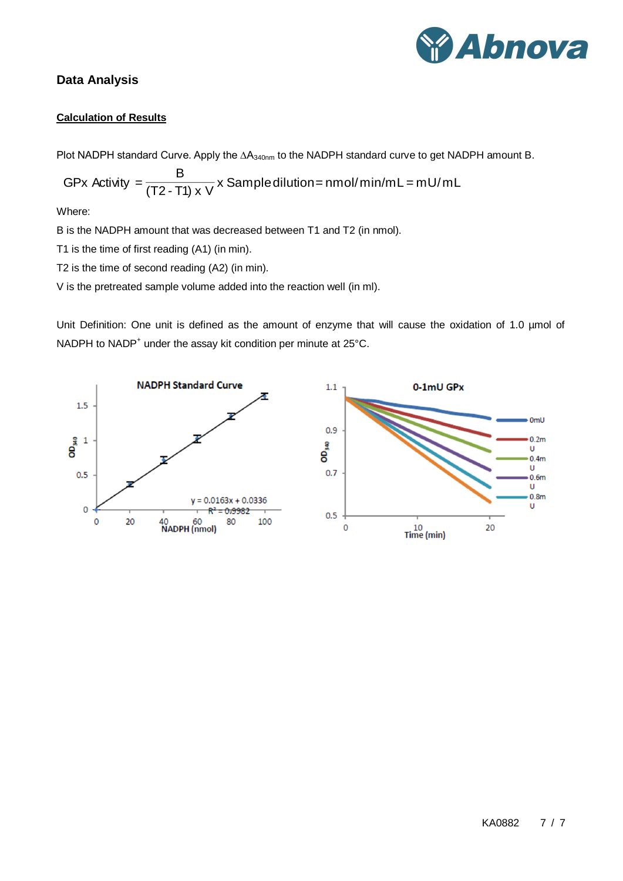## Data Analysis

**Calculation of Results**

Plot NADPH standard Curve. Apply the $\Delta A_{340nm}$ to the NADPH standard curve to get NADPH amount B.

$$\text{GPx Activity} = \frac{B}{(T2 - T1) \times V} \times \text{Sample dilution} = \text{nmol/min/mL} = \text{mU/mL}$$

Where:

B is the NADPH amount that was decreased between T1 and T2 (in nmol).

T1 is the time of first reading (A1) (in min).

T2 is the time of second reading (A2) (in min).

V is the pretreated sample volume added into the reaction well (in ml).

Unit Definition: One unit is defined as the amount of enzyme that will cause the oxidation of 1.0 µmol of NADPH to $NADP^+$ under the assay kit condition per minute at 25°C.

NADPH Standard Curve

$OD_{340}$

1.5

1

0.5

0

0 20 40 60 80 100

NADPH (nmol)

$y = 0.0163x + 0.0336$

$R^2 = 0.9982$

0-1mU GPx

$OD_{340}$

1.1

0.9

0.7

0.5

0 10 20

Time (min)

0mU

0.2mU

0.4mU

0.6mU

0.8mU